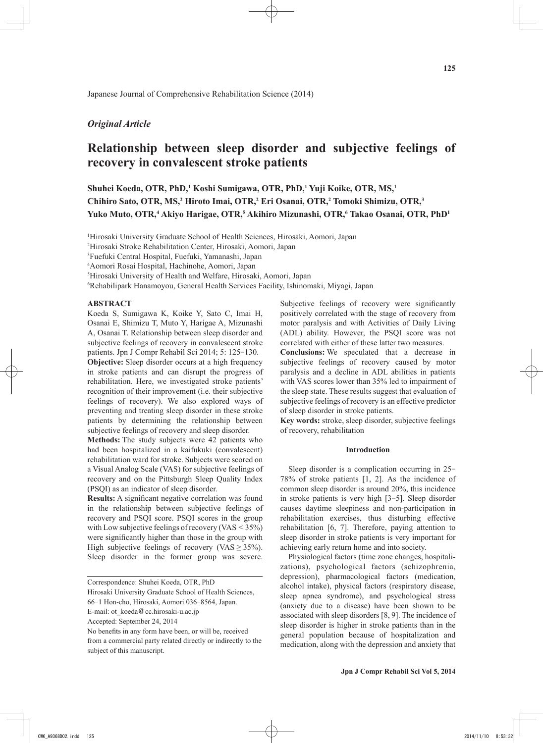Japanese Journal of Comprehensive Rehabilitation Science (2014)

*Original Article*

# Relationship between sleep disorder and subjective feelings of recovery in convalescent stroke patients

**Shuhei Koeda, OTR, PhD,[1] Koshi Sumigawa, OTR, PhD,[1] Yuji Koike, OTR, MS,[1] Chihiro Sato, OTR, MS,[2] Hiroto Imai, OTR,[2] Eri Osanai, OTR,[2] Tomoki Shimizu, OTR,[3] Yuko Muto, OTR,[4] Akiyo Harigae, OTR,[5] Akihiro Mizunashi, OTR,[6] Takao Osanai, OTR, PhD[1]**

[1]Hirosaki University Graduate School of Health Sciences, Hirosaki, Aomori, Japan
[2]Hirosaki Stroke Rehabilitation Center, Hirosaki, Aomori, Japan
[3]Fuefuki Central Hospital, Fuefuki, Yamanashi, Japan
[4]Aomori Rosai Hospital, Hachinohe, Aomori, Japan
[5]Hirosaki University of Health and Welfare, Hirosaki, Aomori, Japan
[6]Rehabilipark Hanamoyou, General Health Services Facility, Ishinomaki, Miyagi, Japan

## ABSTRACT

Koeda S, Sumigawa K, Koike Y, Sato C, Imai H, Osanai E, Shimizu T, Muto Y, Harigae A, Mizunashi A, Osanai T. Relationship between sleep disorder and subjective feelings of recovery in convalescent stroke patients. Jpn J Compr Rehabil Sci 2014; 5: 125-130.

**Objective:** Sleep disorder occurs at a high frequency in stroke patients and can disrupt the progress of rehabilitation. Here, we investigated stroke patients' recognition of their improvement (i.e. their subjective feelings of recovery). We also explored ways of preventing and treating sleep disorder in these stroke patients by determining the relationship between subjective feelings of recovery and sleep disorder.

**Methods:** The study subjects were 42 patients who had been hospitalized in a kaifukuki (convalescent) rehabilitation ward for stroke. Subjects were scored on a Visual Analog Scale (VAS) for subjective feelings of recovery and on the Pittsburgh Sleep Quality Index (PSQI) as an indicator of sleep disorder.

**Results:** A significant negative correlation was found in the relationship between subjective feelings of recovery and PSQI score. PSQI scores in the group with Low subjective feelings of recovery (VAS < 35%) were significantly higher than those in the group with High subjective feelings of recovery (VAS ≥ 35%). Sleep disorder in the former group was severe. Subjective feelings of recovery were significantly positively correlated with the stage of recovery from motor paralysis and with Activities of Daily Living (ADL) ability. However, the PSQI score was not correlated with either of these latter two measures.

**Conclusions:** We speculated that a decrease in subjective feelings of recovery caused by motor paralysis and a decline in ADL abilities in patients with VAS scores lower than 35% led to impairment of the sleep state. These results suggest that evaluation of subjective feelings of recovery is an effective predictor of sleep disorder in stroke patients.

**Key words:** stroke, sleep disorder, subjective feelings of recovery, rehabilitation

Correspondence: Shuhei Koeda, OTR, PhD
Hirosaki University Graduate School of Health Sciences,
66-1 Hon-cho, Hirosaki, Aomori 036-8564, Japan.
E-mail: ot_koeda@cc.hirosaki-u.ac.jp
Accepted: September 24, 2014
No benefits in any form have been, or will be, received from a commercial party related directly or indirectly to the subject of this manuscript.

## Introduction

Sleep disorder is a complication occurring in 25-78% of stroke patients [1, 2]. As the incidence of common sleep disorder is around 20%, this incidence in stroke patients is very high [3-5]. Sleep disorder causes daytime sleepiness and non-participation in rehabilitation exercises, thus disturbing effective rehabilitation [6, 7]. Therefore, paying attention to sleep disorder in stroke patients is very important for achieving early return home and into society.

Physiological factors (time zone changes, hospitalizations), psychological factors (schizophrenia, depression), pharmacological factors (medication, alcohol intake), physical factors (respiratory disease, sleep apnea syndrome), and psychological stress (anxiety due to a disease) have been shown to be associated with sleep disorders [8, 9]. The incidence of sleep disorder is higher in stroke patients than in the general population because of hospitalization and medication, along with the depression and anxiety that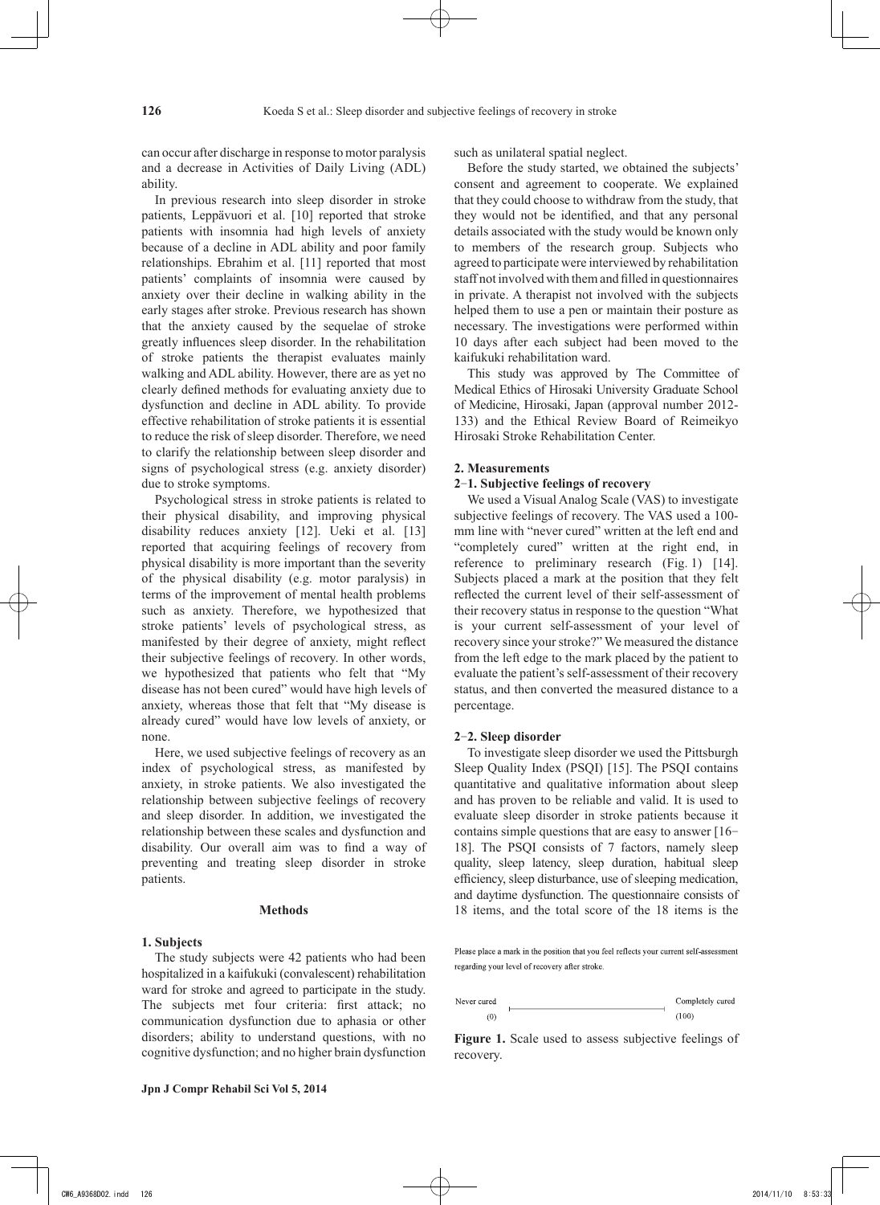can occur after discharge in response to motor paralysis and a decrease in Activities of Daily Living (ADL) ability.

In previous research into sleep disorder in stroke patients, Leppävuori et al. [10] reported that stroke patients with insomnia had high levels of anxiety because of a decline in ADL ability and poor family relationships. Ebrahim et al. [11] reported that most patients' complaints of insomnia were caused by anxiety over their decline in walking ability in the early stages after stroke. Previous research has shown that the anxiety caused by the sequelae of stroke greatly influences sleep disorder. In the rehabilitation of stroke patients the therapist evaluates mainly walking and ADL ability. However, there are as yet no clearly defined methods for evaluating anxiety due to dysfunction and decline in ADL ability. To provide effective rehabilitation of stroke patients it is essential to reduce the risk of sleep disorder. Therefore, we need to clarify the relationship between sleep disorder and signs of psychological stress (e.g. anxiety disorder) due to stroke symptoms.

Psychological stress in stroke patients is related to their physical disability, and improving physical disability reduces anxiety [12]. Ueki et al. [13] reported that acquiring feelings of recovery from physical disability is more important than the severity of the physical disability (e.g. motor paralysis) in terms of the improvement of mental health problems such as anxiety. Therefore, we hypothesized that stroke patients' levels of psychological stress, as manifested by their degree of anxiety, might reflect their subjective feelings of recovery. In other words, we hypothesized that patients who felt that "My disease has not been cured" would have high levels of anxiety, whereas those that felt that "My disease is already cured" would have low levels of anxiety, or none.

Here, we used subjective feelings of recovery as an index of psychological stress, as manifested by anxiety, in stroke patients. We also investigated the relationship between subjective feelings of recovery and sleep disorder. In addition, we investigated the relationship between these scales and dysfunction and disability. Our overall aim was to find a way of preventing and treating sleep disorder in stroke patients.

## Methods

### 1. Subjects

The study subjects were 42 patients who had been hospitalized in a kaifukuki (convalescent) rehabilitation ward for stroke and agreed to participate in the study. The subjects met four criteria: first attack; no communication dysfunction due to aphasia or other disorders; ability to understand questions, with no cognitive dysfunction; and no higher brain dysfunction such as unilateral spatial neglect.

Before the study started, we obtained the subjects' consent and agreement to cooperate. We explained that they could choose to withdraw from the study, that they would not be identified, and that any personal details associated with the study would be known only to members of the research group. Subjects who agreed to participate were interviewed by rehabilitation staff not involved with them and filled in questionnaires in private. A therapist not involved with the subjects helped them to use a pen or maintain their posture as necessary. The investigations were performed within 10 days after each subject had been moved to the kaifukuki rehabilitation ward.

This study was approved by The Committee of Medical Ethics of Hirosaki University Graduate School of Medicine, Hirosaki, Japan (approval number 2012-133) and the Ethical Review Board of Reimeikyo Hirosaki Stroke Rehabilitation Center.

### 2. Measurements

#### 2-1. Subjective feelings of recovery

We used a Visual Analog Scale (VAS) to investigate subjective feelings of recovery. The VAS used a 100-mm line with "never cured" written at the left end and "completely cured" written at the right end, in reference to preliminary research (Fig. 1) [14]. Subjects placed a mark at the position that they felt reflected the current level of their self-assessment of their recovery status in response to the question "What is your current self-assessment of your level of recovery since your stroke?" We measured the distance from the left edge to the mark placed by the patient to evaluate the patient's self-assessment of their recovery status, and then converted the measured distance to a percentage.

#### 2-2. Sleep disorder

To investigate sleep disorder we used the Pittsburgh Sleep Quality Index (PSQI) [15]. The PSQI contains quantitative and qualitative information about sleep and has proven to be reliable and valid. It is used to evaluate sleep disorder in stroke patients because it contains simple questions that are easy to answer [16–18]. The PSQI consists of 7 factors, namely sleep quality, sleep latency, sleep duration, habitual sleep efficiency, sleep disturbance, use of sleeping medication, and daytime dysfunction. The questionnaire consists of 18 items, and the total score of the 18 items is the

Please place a mark in the position that you feel reflects your current self-assessment regarding your level of recovery after stroke.

Never cured (0) |————————————————| Completely cured (100)

**Figure 1.** Scale used to assess subjective feelings of recovery.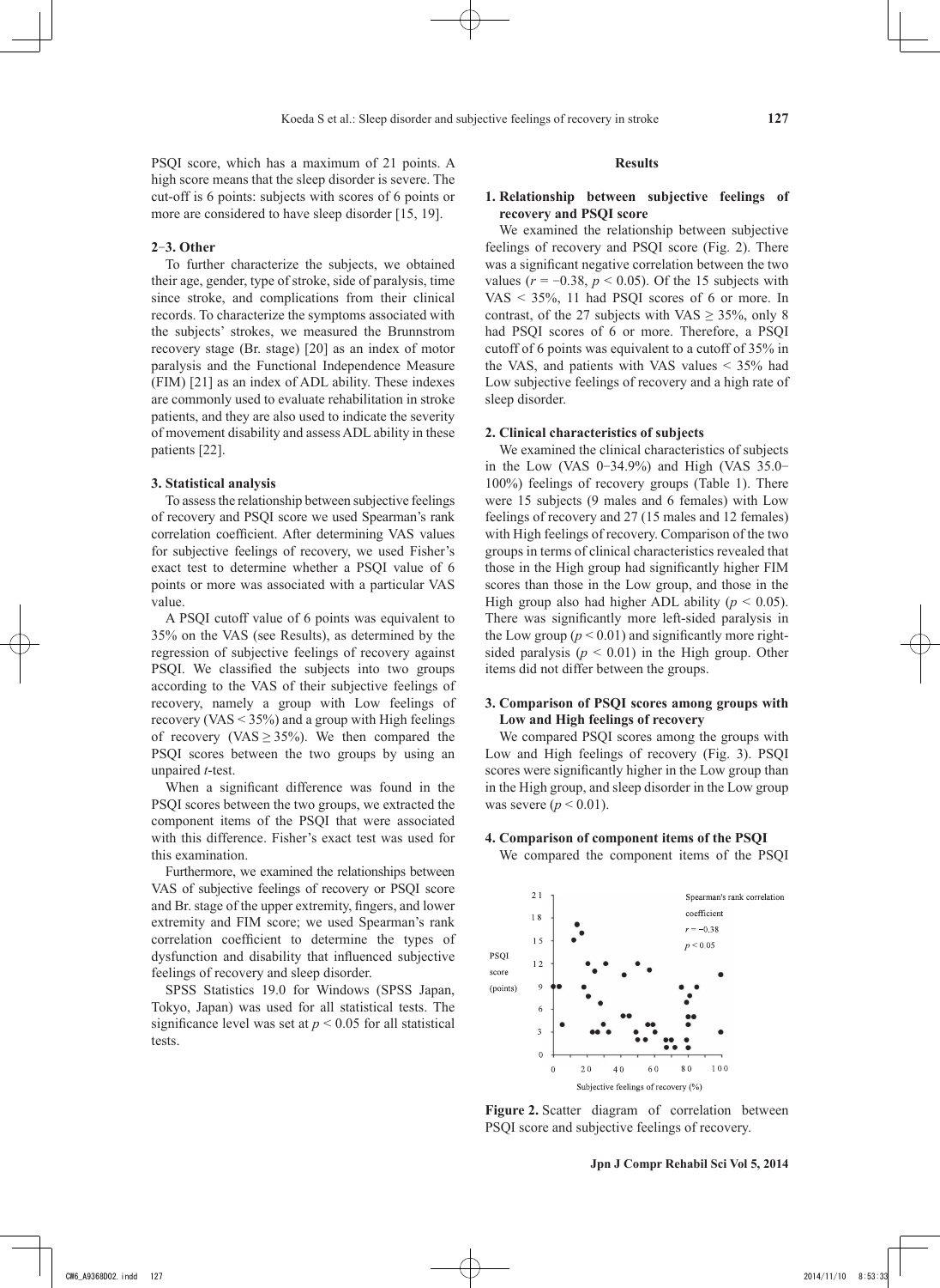PSQI score, which has a maximum of 21 points. A high score means that the sleep disorder is severe. The cut-off is 6 points: subjects with scores of 6 points or more are considered to have sleep disorder [15, 19].

### 2-3. Other

To further characterize the subjects, we obtained their age, gender, type of stroke, side of paralysis, time since stroke, and complications from their clinical records. To characterize the symptoms associated with the subjects' strokes, we measured the Brunnstrom recovery stage (Br. stage) [20] as an index of motor paralysis and the Functional Independence Measure (FIM) [21] as an index of ADL ability. These indexes are commonly used to evaluate rehabilitation in stroke patients, and they are also used to indicate the severity of movement disability and assess ADL ability in these patients [22].

### 3. Statistical analysis

To assess the relationship between subjective feelings of recovery and PSQI score we used Spearman's rank correlation coefficient. After determining VAS values for subjective feelings of recovery, we used Fisher's exact test to determine whether a PSQI value of 6 points or more was associated with a particular VAS value.

A PSQI cutoff value of 6 points was equivalent to 35% on the VAS (see Results), as determined by the regression of subjective feelings of recovery against PSQI. We classified the subjects into two groups according to the VAS of their subjective feelings of recovery, namely a group with Low feelings of recovery (VAS < 35%) and a group with High feelings of recovery (VAS ≥ 35%). We then compared the PSQI scores between the two groups by using an unpaired *t*-test.

When a significant difference was found in the PSQI scores between the two groups, we extracted the component items of the PSQI that were associated with this difference. Fisher's exact test was used for this examination.

Furthermore, we examined the relationships between VAS of subjective feelings of recovery or PSQI score and Br. stage of the upper extremity, fingers, and lower extremity and FIM score; we used Spearman's rank correlation coefficient to determine the types of dysfunction and disability that influenced subjective feelings of recovery and sleep disorder.

SPSS Statistics 19.0 for Windows (SPSS Japan, Tokyo, Japan) was used for all statistical tests. The significance level was set at $p < 0.05$ for all statistical tests.

## Results

### 1. Relationship between subjective feelings of recovery and PSQI score

We examined the relationship between subjective feelings of recovery and PSQI score (Fig. 2). There was a significant negative correlation between the two values ($r = -0.38$, $p < 0.05$). Of the 15 subjects with VAS < 35%, 11 had PSQI scores of 6 or more. In contrast, of the 27 subjects with VAS ≥ 35%, only 8 had PSQI scores of 6 or more. Therefore, a PSQI cutoff of 6 points was equivalent to a cutoff of 35% in the VAS, and patients with VAS values < 35% had Low subjective feelings of recovery and a high rate of sleep disorder.

### 2. Clinical characteristics of subjects

We examined the clinical characteristics of subjects in the Low (VAS 0–34.9%) and High (VAS 35.0–100%) feelings of recovery groups (Table 1). There were 15 subjects (9 males and 6 females) with Low feelings of recovery and 27 (15 males and 12 females) with High feelings of recovery. Comparison of the two groups in terms of clinical characteristics revealed that those in the High group had significantly higher FIM scores than those in the Low group, and those in the High group also had higher ADL ability ($p < 0.05$). There was significantly more left-sided paralysis in the Low group ($p < 0.01$) and significantly more right-sided paralysis ($p < 0.01$) in the High group. Other items did not differ between the groups.

### 3. Comparison of PSQI scores among groups with Low and High feelings of recovery

We compared PSQI scores among the groups with Low and High feelings of recovery (Fig. 3). PSQI scores were significantly higher in the Low group than in the High group, and sleep disorder in the Low group was severe ($p < 0.01$).

### 4. Comparison of component items of the PSQI

We compared the component items of the PSQI

**Figure 2.** Scatter diagram of correlation between PSQI score and subjective feelings of recovery.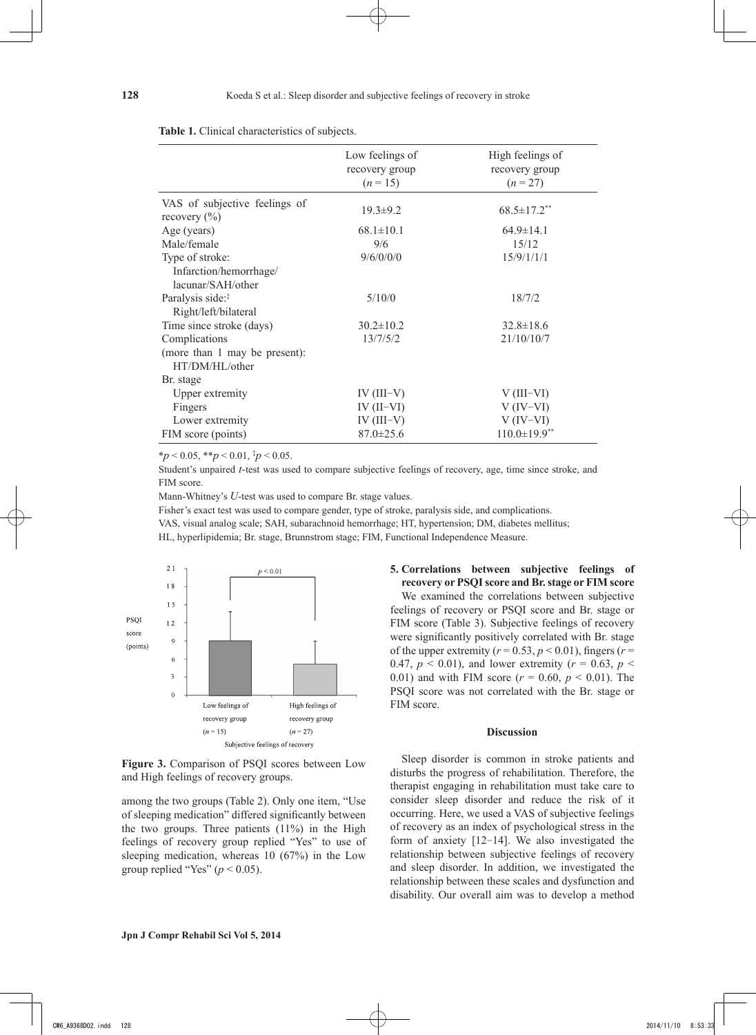**Table 1.** Clinical characteristics of subjects.

| | Low feelings of recovery group ($n$ = 15) | High feelings of recovery group ($n$ = 27) |
|---|---|---|
| VAS of subjective feelings of recovery (%) | 19.3±9.2 | 68.5±17.2** |
| Age (years) | 68.1±10.1 | 64.9±14.1 |
| Male/female | 9/6 | 15/12 |
| Type of stroke: Infarction/hemorrhage/lacunar/SAH/other | 9/6/0/0/0 | 15/9/1/1/1 |
| Paralysis side:‡ Right/left/bilateral | 5/10/0 | 18/7/2 |
| Time since stroke (days) | 30.2±10.2 | 32.8±18.6 |
| Complications (more than 1 may be present): HT/DM/HL/other | 13/7/5/2 | 21/10/10/7 |
| Br. stage | | |
| Upper extremity | IV (III−V) | V (III−VI) |
| Fingers | IV (II−VI) | V (IV−VI) |
| Lower extremity | IV (III−V) | V (IV−VI) |
| FIM score (points) | 87.0±25.6 | 110.0±19.9** |

*$p < 0.05$, **$p < 0.01$, ‡$p < 0.05$.

Student's unpaired $t$-test was used to compare subjective feelings of recovery, age, time since stroke, and FIM score.

Mann-Whitney's $U$-test was used to compare Br. stage values.

Fisher's exact test was used to compare gender, type of stroke, paralysis side, and complications.

VAS, visual analog scale; SAH, subarachnoid hemorrhage; HT, hypertension; DM, diabetes mellitus; HL, hyperlipidemia; Br. stage, Brunnstrom stage; FIM, Functional Independence Measure.

**Figure 3.** Comparison of PSQI scores between Low and High feelings of recovery groups.

among the two groups (Table 2). Only one item, "Use of sleeping medication" differed significantly between the two groups. Three patients (11%) in the High feelings of recovery group replied "Yes" to use of sleeping medication, whereas 10 (67%) in the Low group replied "Yes" ($p < 0.05$).

**5. Correlations between subjective feelings of recovery or PSQI score and Br. stage or FIM score**

We examined the correlations between subjective feelings of recovery or PSQI score and Br. stage or FIM score (Table 3). Subjective feelings of recovery were significantly positively correlated with Br. stage of the upper extremity ($r = 0.53$, $p < 0.01$), fingers ($r = 0.47$, $p < 0.01$), and lower extremity ($r = 0.63$, $p < 0.01$) and with FIM score ($r = 0.60$, $p < 0.01$). The PSQI score was not correlated with the Br. stage or FIM score.

## Discussion

Sleep disorder is common in stroke patients and disturbs the progress of rehabilitation. Therefore, the therapist engaging in rehabilitation must take care to consider sleep disorder and reduce the risk of it occurring. Here, we used a VAS of subjective feelings of recovery as an index of psychological stress in the form of anxiety [12−14]. We also investigated the relationship between subjective feelings of recovery and sleep disorder. In addition, we investigated the relationship between these scales and dysfunction and disability. Our overall aim was to develop a method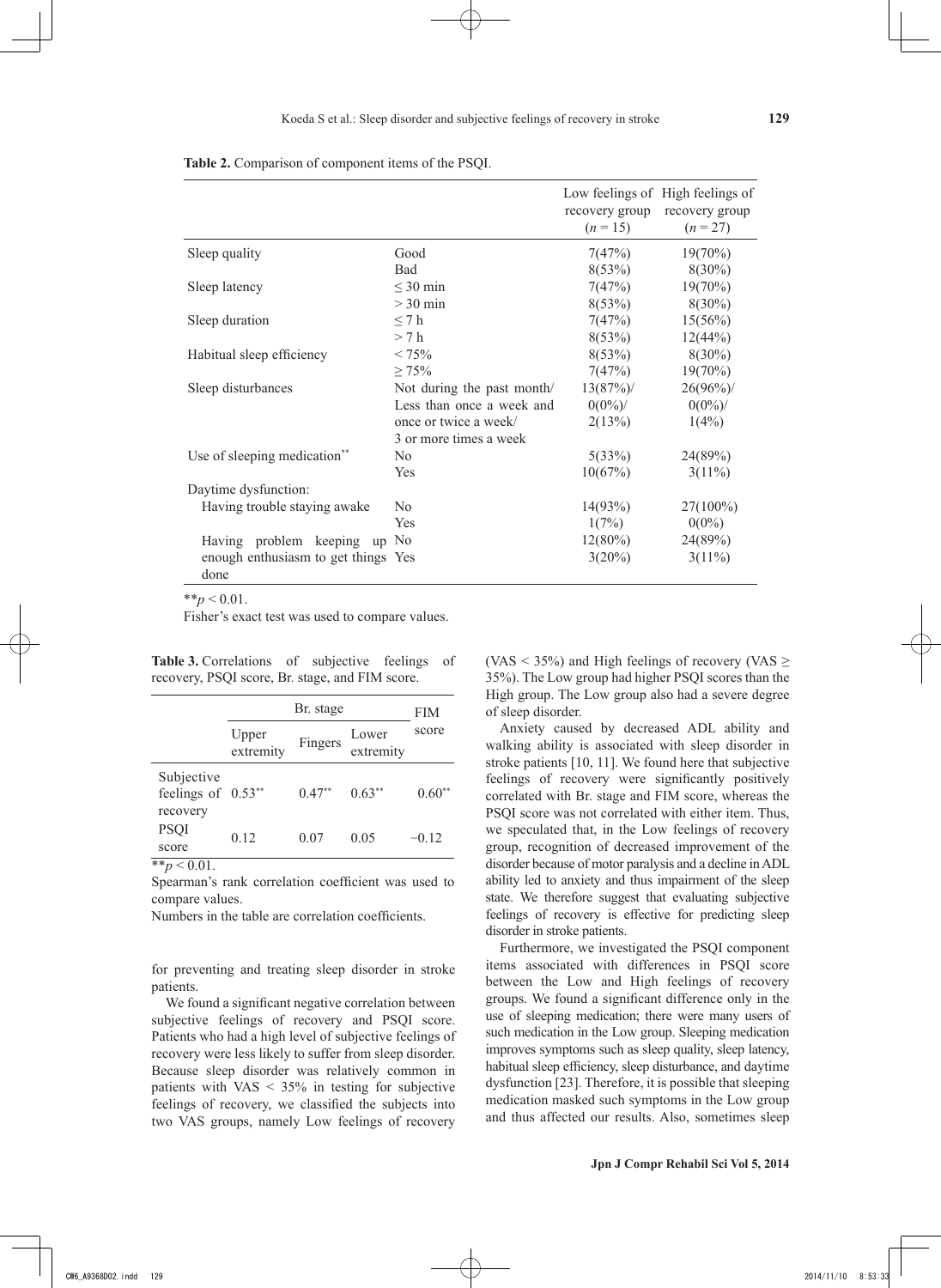**Table 2.** Comparison of component items of the PSQI.

| | | Low feelings of recovery group ($n$ = 15) | High feelings of recovery group ($n$ = 27) |
|---|---|---|---|
| Sleep quality | Good | 7(47%) | 19(70%) |
| | Bad | 8(53%) | 8(30%) |
| Sleep latency | ≤ 30 min | 7(47%) | 19(70%) |
| | > 30 min | 8(53%) | 8(30%) |
| Sleep duration | ≤ 7 h | 7(47%) | 15(56%) |
| | > 7 h | 8(53%) | 12(44%) |
| Habitual sleep efficiency | < 75% | 8(53%) | 8(30%) |
| | ≥ 75% | 7(47%) | 19(70%) |
| Sleep disturbances | Not during the past month/ Less than once a week and once or twice a week/ 3 or more times a week | 13(87%)/ 0(0%)/ 2(13%) | 26(96%)/ 0(0%)/ 1(4%) |
| Use of sleeping medication** | No | 5(33%) | 24(89%) |
| | Yes | 10(67%) | 3(11%) |
| Daytime dysfunction: | | | |
| Having trouble staying awake | No | 14(93%) | 27(100%) |
| | Yes | 1(7%) | 0(0%) |
| Having problem keeping up enough enthusiasm to get things done | No | 12(80%) | 24(89%) |
| | Yes | 3(20%) | 3(11%) |

**$p < 0.01$.

Fisher's exact test was used to compare values.

**Table 3.** Correlations of subjective feelings of recovery, PSQI score, Br. stage, and FIM score.

| | Br. stage | | | FIM score |
|---|---|---|---|---|
| | Upper extremity | Fingers | Lower extremity | |
| Subjective feelings of recovery | 0.53** | 0.47** | 0.63** | 0.60** |
| PSQI score | 0.12 | 0.07 | 0.05 | −0.12 |

**$p < 0.01$.

Spearman's rank correlation coefficient was used to compare values.

Numbers in the table are correlation coefficients.

for preventing and treating sleep disorder in stroke patients.

We found a significant negative correlation between subjective feelings of recovery and PSQI score. Patients who had a high level of subjective feelings of recovery were less likely to suffer from sleep disorder. Because sleep disorder was relatively common in patients with VAS < 35% in testing for subjective feelings of recovery, we classified the subjects into two VAS groups, namely Low feelings of recovery (VAS < 35%) and High feelings of recovery (VAS ≥ 35%). The Low group had higher PSQI scores than the High group. The Low group also had a severe degree of sleep disorder.

Anxiety caused by decreased ADL ability and walking ability is associated with sleep disorder in stroke patients [10, 11]. We found here that subjective feelings of recovery were significantly positively correlated with Br. stage and FIM score, whereas the PSQI score was not correlated with either item. Thus, we speculated that, in the Low feelings of recovery group, recognition of decreased improvement of the disorder because of motor paralysis and a decline in ADL ability led to anxiety and thus impairment of the sleep state. We therefore suggest that evaluating subjective feelings of recovery is effective for predicting sleep disorder in stroke patients.

Furthermore, we investigated the PSQI component items associated with differences in PSQI score between the Low and High feelings of recovery groups. We found a significant difference only in the use of sleeping medication; there were many users of such medication in the Low group. Sleeping medication improves symptoms such as sleep quality, sleep latency, habitual sleep efficiency, sleep disturbance, and daytime dysfunction [23]. Therefore, it is possible that sleeping medication masked such symptoms in the Low group and thus affected our results. Also, sometimes sleep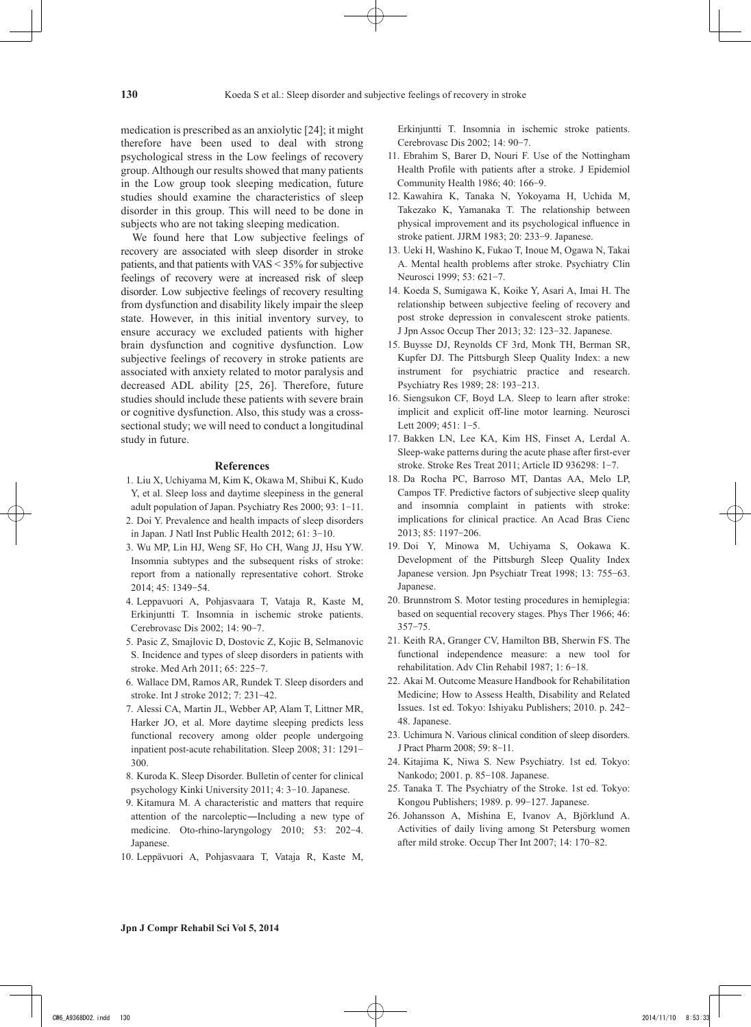medication is prescribed as an anxiolytic [24]; it might therefore have been used to deal with strong psychological stress in the Low feelings of recovery group. Although our results showed that many patients in the Low group took sleeping medication, future studies should examine the characteristics of sleep disorder in this group. This will need to be done in subjects who are not taking sleeping medication.

We found here that Low subjective feelings of recovery are associated with sleep disorder in stroke patients, and that patients with VAS < 35% for subjective feelings of recovery were at increased risk of sleep disorder. Low subjective feelings of recovery resulting from dysfunction and disability likely impair the sleep state. However, in this initial inventory survey, to ensure accuracy we excluded patients with higher brain dysfunction and cognitive dysfunction. Low subjective feelings of recovery in stroke patients are associated with anxiety related to motor paralysis and decreased ADL ability [25, 26]. Therefore, future studies should include these patients with severe brain or cognitive dysfunction. Also, this study was a cross-sectional study; we will need to conduct a longitudinal study in future.

## References

1. Liu X, Uchiyama M, Kim K, Okawa M, Shibui K, Kudo Y, et al. Sleep loss and daytime sleepiness in the general adult population of Japan. Psychiatry Res 2000; 93: 1–11.
2. Doi Y. Prevalence and health impacts of sleep disorders in Japan. J Natl Inst Public Health 2012; 61: 3–10.
3. Wu MP, Lin HJ, Weng SF, Ho CH, Wang JJ, Hsu YW. Insomnia subtypes and the subsequent risks of stroke: report from a nationally representative cohort. Stroke 2014; 45: 1349–54.
4. Leppavuori A, Pohjasvaara T, Vataja R, Kaste M, Erkinjuntti T. Insomnia in ischemic stroke patients. Cerebrovasc Dis 2002; 14: 90–7.
5. Pasic Z, Smajlovic D, Dostovic Z, Kojic B, Selmanovic S. Incidence and types of sleep disorders in patients with stroke. Med Arh 2011; 65: 225–7.
6. Wallace DM, Ramos AR, Rundek T. Sleep disorders and stroke. Int J stroke 2012; 7: 231–42.
7. Alessi CA, Martin JL, Webber AP, Alam T, Littner MR, Harker JO, et al. More daytime sleeping predicts less functional recovery among older people undergoing inpatient post-acute rehabilitation. Sleep 2008; 31: 1291–300.
8. Kuroda K. Sleep Disorder. Bulletin of center for clinical psychology Kinki University 2011; 4: 3–10. Japanese.
9. Kitamura M. A characteristic and matters that require attention of the narcoleptic―Including a new type of medicine. Oto-rhino-laryngology 2010; 53: 202–4. Japanese.
10. Leppävuori A, Pohjasvaara T, Vataja R, Kaste M, Erkinjuntti T. Insomnia in ischemic stroke patients. Cerebrovasc Dis 2002; 14: 90–7.
11. Ebrahim S, Barer D, Nouri F. Use of the Nottingham Health Profile with patients after a stroke. J Epidemiol Community Health 1986; 40: 166–9.
12. Kawahira K, Tanaka N, Yokoyama H, Uchida M, Takezako K, Yamanaka T. The relationship between physical improvement and its psychological influence in stroke patient. JJRM 1983; 20: 233–9. Japanese.
13. Ueki H, Washino K, Fukao T, Inoue M, Ogawa N, Takai A. Mental health problems after stroke. Psychiatry Clin Neurosci 1999; 53: 621–7.
14. Koeda S, Sumigawa K, Koike Y, Asari A, Imai H. The relationship between subjective feeling of recovery and post stroke depression in convalescent stroke patients. J Jpn Assoc Occup Ther 2013; 32: 123–32. Japanese.
15. Buysse DJ, Reynolds CF 3rd, Monk TH, Berman SR, Kupfer DJ. The Pittsburgh Sleep Quality Index: a new instrument for psychiatric practice and research. Psychiatry Res 1989; 28: 193–213.
16. Siengsukon CF, Boyd LA. Sleep to learn after stroke: implicit and explicit off-line motor learning. Neurosci Lett 2009; 451: 1–5.
17. Bakken LN, Lee KA, Kim HS, Finset A, Lerdal A. Sleep-wake patterns during the acute phase after first-ever stroke. Stroke Res Treat 2011; Article ID 936298: 1–7.
18. Da Rocha PC, Barroso MT, Dantas AA, Melo LP, Campos TF. Predictive factors of subjective sleep quality and insomnia complaint in patients with stroke: implications for clinical practice. An Acad Bras Cienc 2013; 85: 1197–206.
19. Doi Y, Minowa M, Uchiyama S, Ookawa K. Development of the Pittsburgh Sleep Quality Index Japanese version. Jpn Psychiatr Treat 1998; 13: 755–63. Japanese.
20. Brunnstrom S. Motor testing procedures in hemiplegia: based on sequential recovery stages. Phys Ther 1966; 46: 357–75.
21. Keith RA, Granger CV, Hamilton BB, Sherwin FS. The functional independence measure: a new tool for rehabilitation. Adv Clin Rehabil 1987; 1: 6–18.
22. Akai M. Outcome Measure Handbook for Rehabilitation Medicine; How to Assess Health, Disability and Related Issues. 1st ed. Tokyo: Ishiyaku Publishers; 2010. p. 242–48. Japanese.
23. Uchimura N. Various clinical condition of sleep disorders. J Pract Pharm 2008; 59: 8–11.
24. Kitajima K, Niwa S. New Psychiatry. 1st ed. Tokyo: Nankodo; 2001. p. 85–108. Japanese.
25. Tanaka T. The Psychiatry of the Stroke. 1st ed. Tokyo: Kongou Publishers; 1989. p. 99–127. Japanese.
26. Johansson A, Mishina E, Ivanov A, Björklund A. Activities of daily living among St Petersburg women after mild stroke. Occup Ther Int 2007; 14: 170–82.